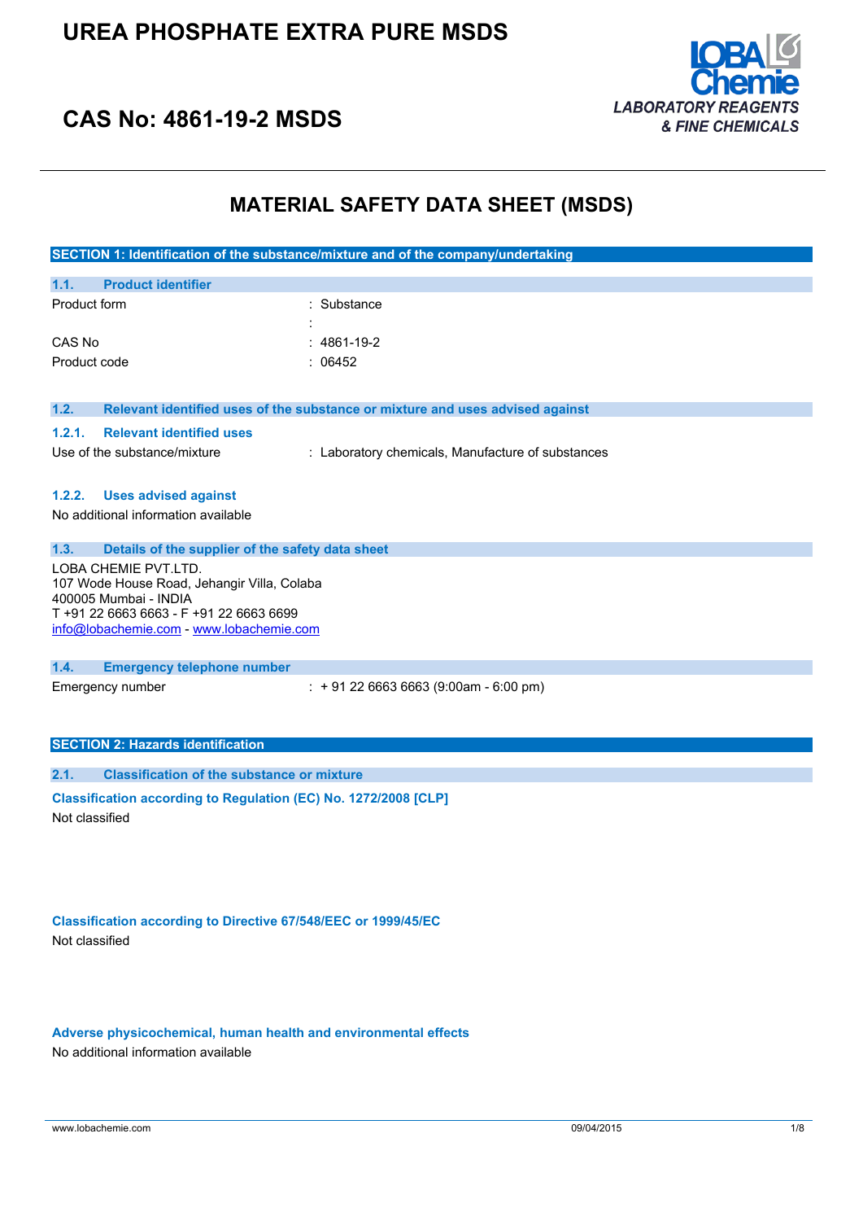# UREA PHOSPHATE EXTRA PURE MSDS

## CAS No: 4861-19-2 MSDS

LOBA Chemie
LABORATORY REAGENTS & FINE CHEMICALS

# MATERIAL SAFETY DATA SHEET (MSDS)

## SECTION 1: Identification of the substance/mixture and of the company/undertaking

### 1.1. Product identifier

| | |
|---|---|
| Product form | : Substance |
| | : |
| CAS No | : 4861-19-2 |
| Product code | : 06452 |

### 1.2. Relevant identified uses of the substance or mixture and uses advised against

#### 1.2.1. Relevant identified uses

| | |
|---|---|
| Use of the substance/mixture | : Laboratory chemicals, Manufacture of substances |

#### 1.2.2. Uses advised against

No additional information available

### 1.3. Details of the supplier of the safety data sheet

LOBA CHEMIE PVT.LTD.
107 Wode House Road, Jehangir Villa, Colaba
400005 Mumbai - INDIA
T +91 22 6663 6663 - F +91 22 6663 6699
info@lobachemie.com - www.lobachemie.com

### 1.4. Emergency telephone number

| | |
|---|---|
| Emergency number | : + 91 22 6663 6663 (9:00am - 6:00 pm) |

## SECTION 2: Hazards identification

### 2.1. Classification of the substance or mixture

**Classification according to Regulation (EC) No. 1272/2008 [CLP]**

Not classified

**Classification according to Directive 67/548/EEC or 1999/45/EC**

Not classified

**Adverse physicochemical, human health and environmental effects**

No additional information available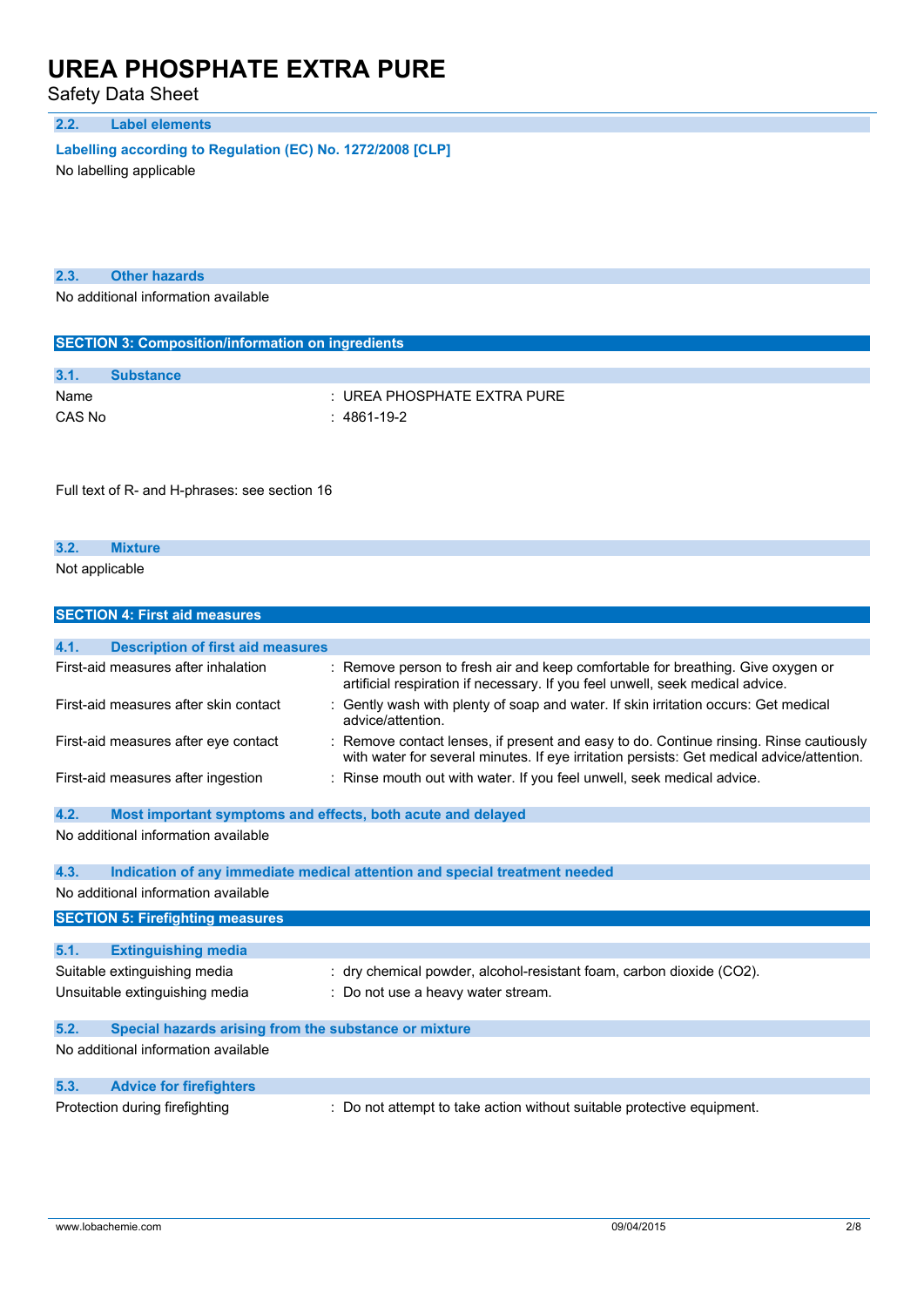#### 2.2. Label elements

**Labelling according to Regulation (EC) No. 1272/2008 [CLP]**

No labelling applicable

#### 2.3. Other hazards

No additional information available

## SECTION 3: Composition/information on ingredients

#### 3.1. Substance

| | |
|---|---|
| Name | : UREA PHOSPHATE EXTRA PURE |
| CAS No | : 4861-19-2 |

Full text of R- and H-phrases: see section 16

#### 3.2. Mixture

Not applicable

## SECTION 4: First aid measures

#### 4.1. Description of first aid measures

| | |
|---|---|
| First-aid measures after inhalation | : Remove person to fresh air and keep comfortable for breathing. Give oxygen or artificial respiration if necessary. If you feel unwell, seek medical advice. |
| First-aid measures after skin contact | : Gently wash with plenty of soap and water. If skin irritation occurs: Get medical advice/attention. |
| First-aid measures after eye contact | : Remove contact lenses, if present and easy to do. Continue rinsing. Rinse cautiously with water for several minutes. If eye irritation persists: Get medical advice/attention. |
| First-aid measures after ingestion | : Rinse mouth out with water. If you feel unwell, seek medical advice. |

#### 4.2. Most important symptoms and effects, both acute and delayed

No additional information available

#### 4.3. Indication of any immediate medical attention and special treatment needed

No additional information available

## SECTION 5: Firefighting measures

#### 5.1. Extinguishing media

| | |
|---|---|
| Suitable extinguishing media | : dry chemical powder, alcohol-resistant foam, carbon dioxide ($CO_2$). |
| Unsuitable extinguishing media | : Do not use a heavy water stream. |

#### 5.2. Special hazards arising from the substance or mixture

No additional information available

#### 5.3. Advice for firefighters

| | |
|---|---|
| Protection during firefighting | : Do not attempt to take action without suitable protective equipment. |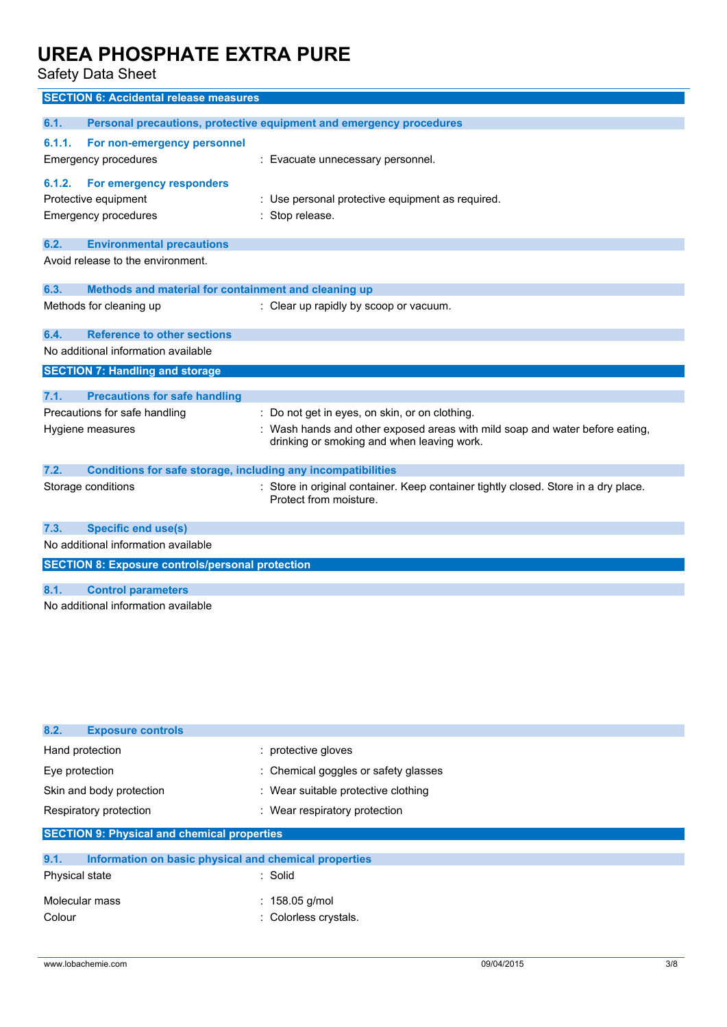## SECTION 6: Accidental release measures

### 6.1. Personal precautions, protective equipment and emergency procedures

#### 6.1.1. For non-emergency personnel

Emergency procedures : Evacuate unnecessary personnel.

#### 6.1.2. For emergency responders

Protective equipment : Use personal protective equipment as required.

Emergency procedures : Stop release.

### 6.2. Environmental precautions

Avoid release to the environment.

### 6.3. Methods and material for containment and cleaning up

Methods for cleaning up : Clear up rapidly by scoop or vacuum.

### 6.4. Reference to other sections

No additional information available

## SECTION 7: Handling and storage

### 7.1. Precautions for safe handling

Precautions for safe handling : Do not get in eyes, on skin, or on clothing.

Hygiene measures : Wash hands and other exposed areas with mild soap and water before eating, drinking or smoking and when leaving work.

### 7.2. Conditions for safe storage, including any incompatibilities

Storage conditions : Store in original container. Keep container tightly closed. Store in a dry place. Protect from moisture.

### 7.3. Specific end use(s)

No additional information available

## SECTION 8: Exposure controls/personal protection

### 8.1. Control parameters

No additional information available

### 8.2. Exposure controls

Hand protection : protective gloves

Eye protection : Chemical goggles or safety glasses

Skin and body protection : Wear suitable protective clothing

Respiratory protection : Wear respiratory protection

## SECTION 9: Physical and chemical properties

### 9.1. Information on basic physical and chemical properties

Physical state : Solid

Molecular mass : 158.05 g/mol

Colour : Colorless crystals.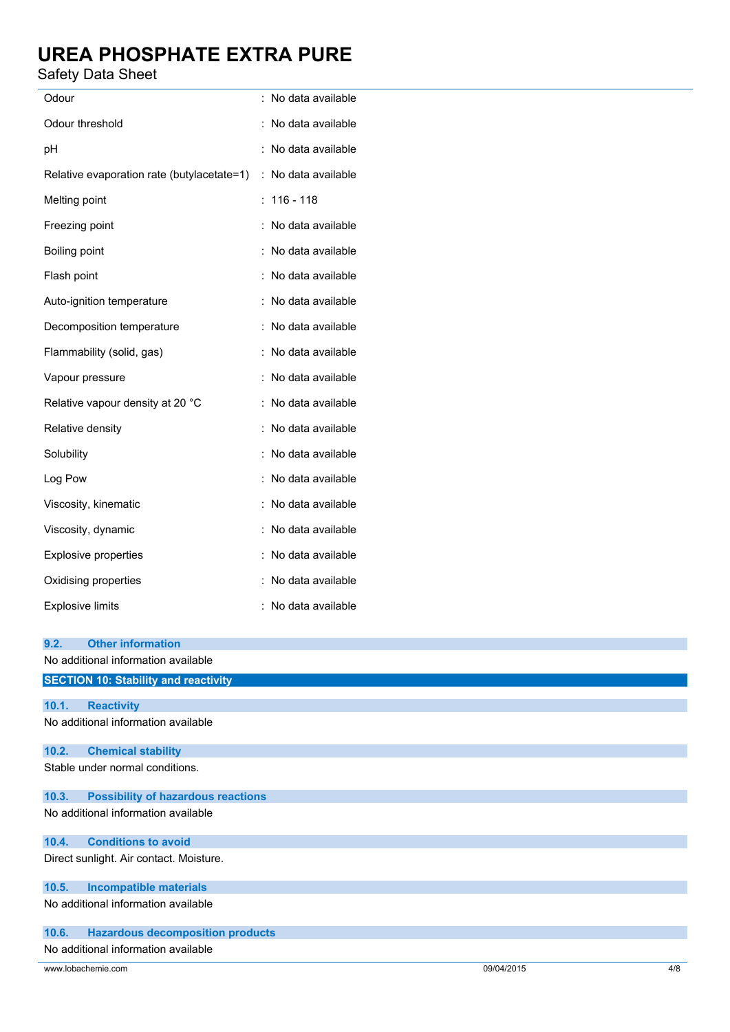| | |
|---|---|
| Odour | : No data available |
| Odour threshold | : No data available |
| pH | : No data available |
| Relative evaporation rate (butylacetate=1) | : No data available |
| Melting point | : 116 - 118 |
| Freezing point | : No data available |
| Boiling point | : No data available |
| Flash point | : No data available |
| Auto-ignition temperature | : No data available |
| Decomposition temperature | : No data available |
| Flammability (solid, gas) | : No data available |
| Vapour pressure | : No data available |
| Relative vapour density at 20 °C | : No data available |
| Relative density | : No data available |
| Solubility | : No data available |
| Log Pow | : No data available |
| Viscosity, kinematic | : No data available |
| Viscosity, dynamic | : No data available |
| Explosive properties | : No data available |
| Oxidising properties | : No data available |
| Explosive limits | : No data available |

### 9.2. Other information

No additional information available

## SECTION 10: Stability and reactivity

### 10.1. Reactivity

No additional information available

### 10.2. Chemical stability

Stable under normal conditions.

### 10.3. Possibility of hazardous reactions

No additional information available

### 10.4. Conditions to avoid

Direct sunlight. Air contact. Moisture.

### 10.5. Incompatible materials

No additional information available

### 10.6. Hazardous decomposition products

No additional information available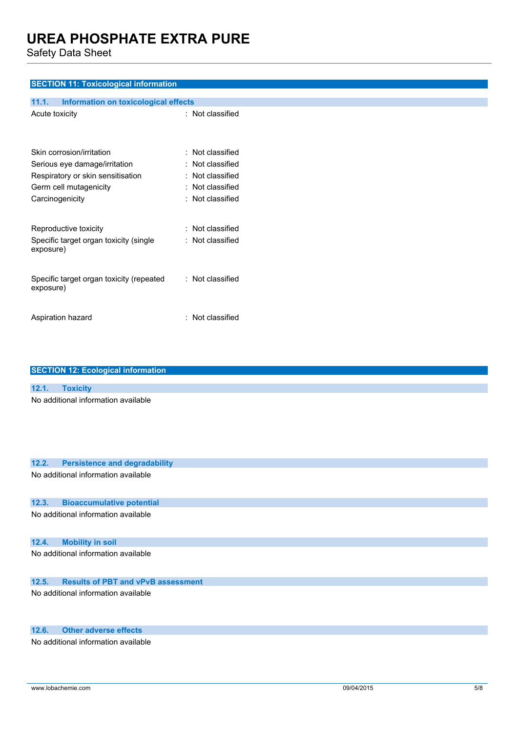## SECTION 11: Toxicological information

### 11.1. Information on toxicological effects

| | |
|---|---|
| Acute toxicity | : Not classified |
| Skin corrosion/irritation | : Not classified |
| Serious eye damage/irritation | : Not classified |
| Respiratory or skin sensitisation | : Not classified |
| Germ cell mutagenicity | : Not classified |
| Carcinogenicity | : Not classified |
| Reproductive toxicity | : Not classified |
| Specific target organ toxicity (single exposure) | : Not classified |
| Specific target organ toxicity (repeated exposure) | : Not classified |
| Aspiration hazard | : Not classified |

## SECTION 12: Ecological information

### 12.1. Toxicity

No additional information available

### 12.2. Persistence and degradability

No additional information available

### 12.3. Bioaccumulative potential

No additional information available

### 12.4. Mobility in soil

No additional information available

### 12.5. Results of PBT and vPvB assessment

No additional information available

### 12.6. Other adverse effects

No additional information available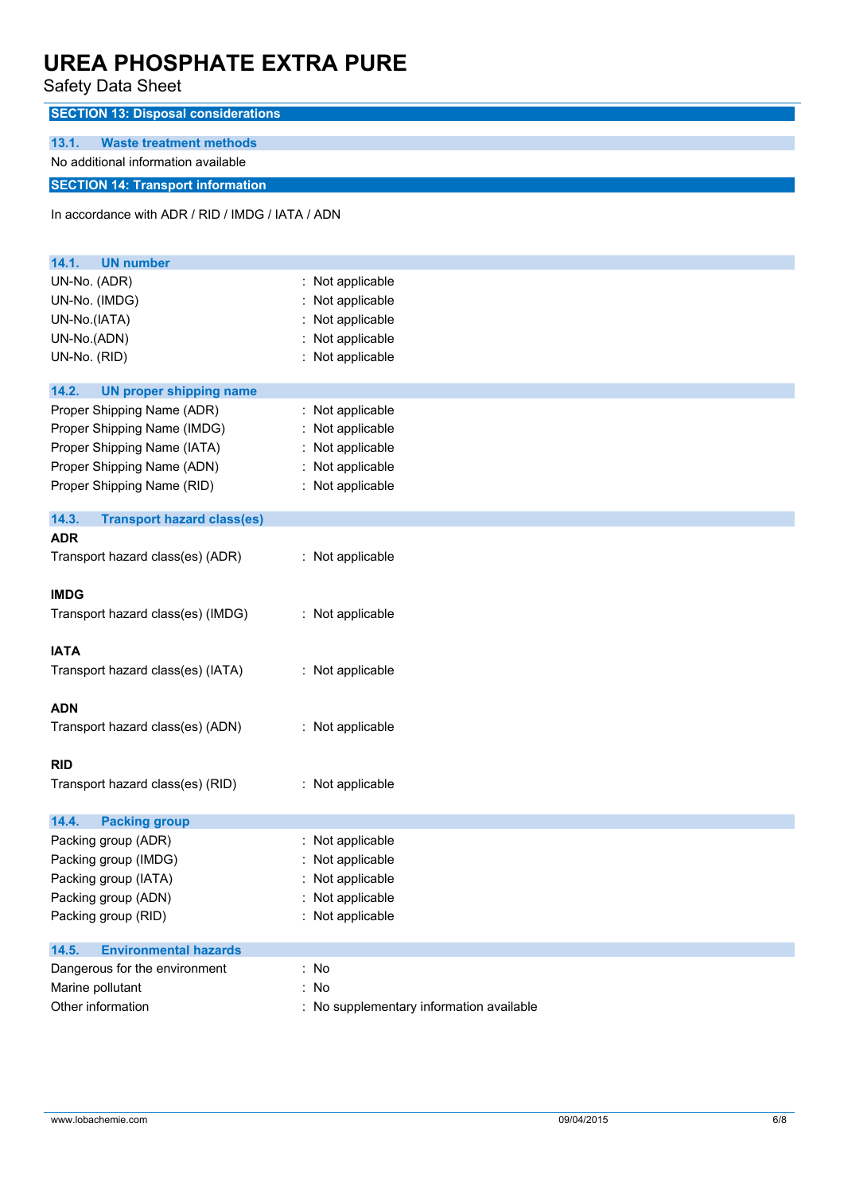## SECTION 13: Disposal considerations

### 13.1. Waste treatment methods

No additional information available

## SECTION 14: Transport information

In accordance with ADR / RID / IMDG / IATA / ADN

### 14.1. UN number

| | |
|---|---|
| UN-No. (ADR) | : Not applicable |
| UN-No. (IMDG) | : Not applicable |
| UN-No.(IATA) | : Not applicable |
| UN-No.(ADN) | : Not applicable |
| UN-No. (RID) | : Not applicable |

### 14.2. UN proper shipping name

| | |
|---|---|
| Proper Shipping Name (ADR) | : Not applicable |
| Proper Shipping Name (IMDG) | : Not applicable |
| Proper Shipping Name (IATA) | : Not applicable |
| Proper Shipping Name (ADN) | : Not applicable |
| Proper Shipping Name (RID) | : Not applicable |

### 14.3. Transport hazard class(es)

**ADR**

Transport hazard class(es) (ADR) : Not applicable

**IMDG**

Transport hazard class(es) (IMDG) : Not applicable

**IATA**

Transport hazard class(es) (IATA) : Not applicable

**ADN**

Transport hazard class(es) (ADN) : Not applicable

**RID**

Transport hazard class(es) (RID) : Not applicable

### 14.4. Packing group

| | |
|---|---|
| Packing group (ADR) | : Not applicable |
| Packing group (IMDG) | : Not applicable |
| Packing group (IATA) | : Not applicable |
| Packing group (ADN) | : Not applicable |
| Packing group (RID) | : Not applicable |

### 14.5. Environmental hazards

| | |
|---|---|
| Dangerous for the environment | : No |
| Marine pollutant | : No |
| Other information | : No supplementary information available |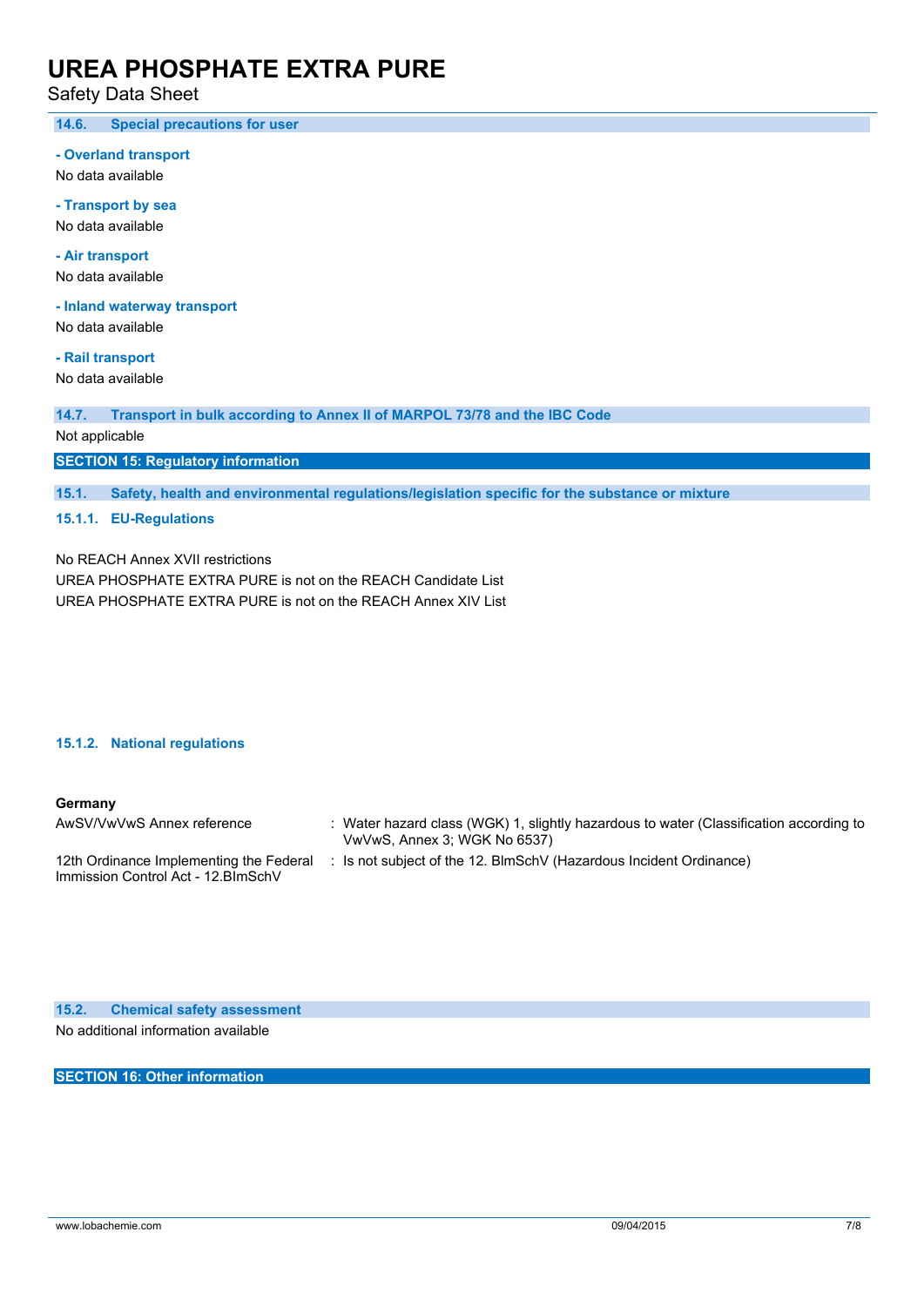### 14.6. Special precautions for user

**- Overland transport**

No data available

**- Transport by sea**

No data available

**- Air transport**

No data available

**- Inland waterway transport**

No data available

**- Rail transport**

No data available

### 14.7. Transport in bulk according to Annex II of MARPOL 73/78 and the IBC Code

Not applicable

## SECTION 15: Regulatory information

### 15.1. Safety, health and environmental regulations/legislation specific for the substance or mixture

#### 15.1.1. EU-Regulations

No REACH Annex XVII restrictions

UREA PHOSPHATE EXTRA PURE is not on the REACH Candidate List

UREA PHOSPHATE EXTRA PURE is not on the REACH Annex XIV List

#### 15.1.2. National regulations

**Germany**

| | |
|---|---|
| AwSV/VwVwS Annex reference | : Water hazard class (WGK) 1, slightly hazardous to water (Classification according to VwVwS, Annex 3; WGK No 6537) |
| 12th Ordinance Implementing the Federal Immission Control Act - 12.BImSchV | : Is not subject of the 12. BlmSchV (Hazardous Incident Ordinance) |

### 15.2. Chemical safety assessment

No additional information available

## SECTION 16: Other information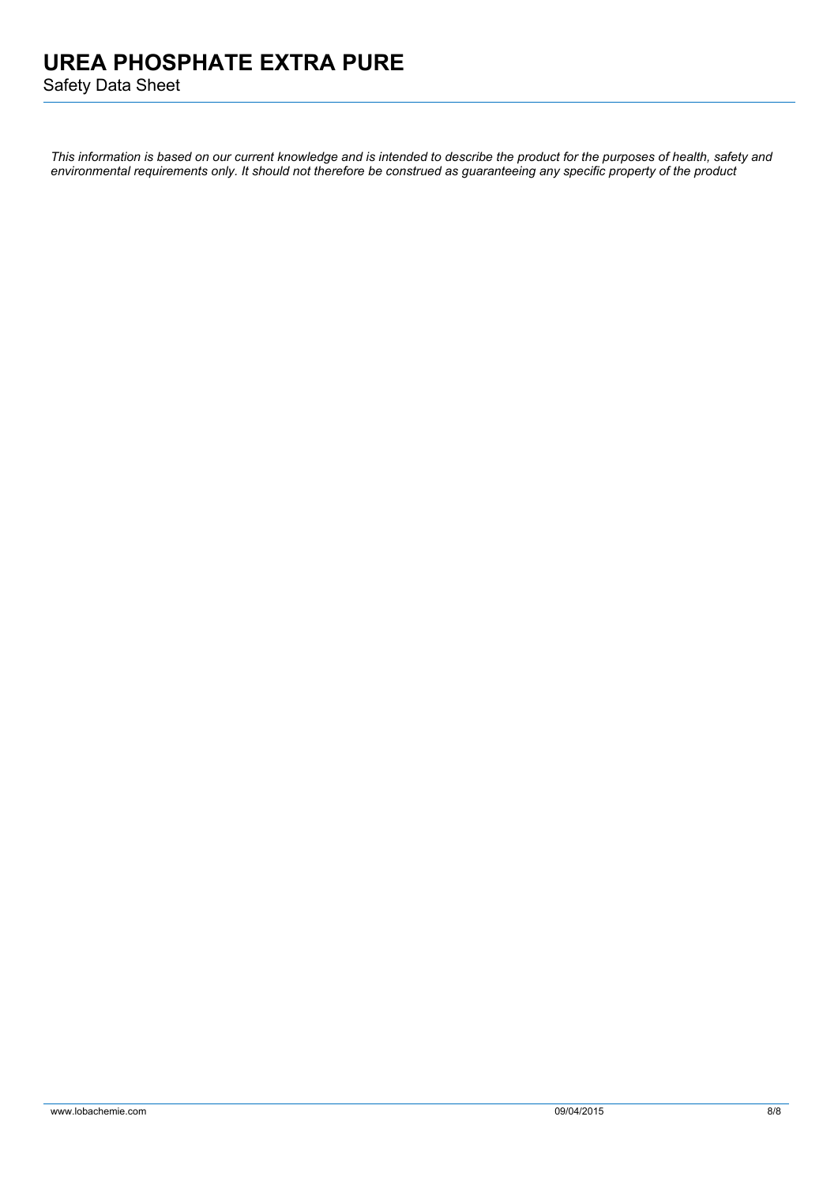*This information is based on our current knowledge and is intended to describe the product for the purposes of health, safety and environmental requirements only. It should not therefore be construed as guaranteeing any specific property of the product*